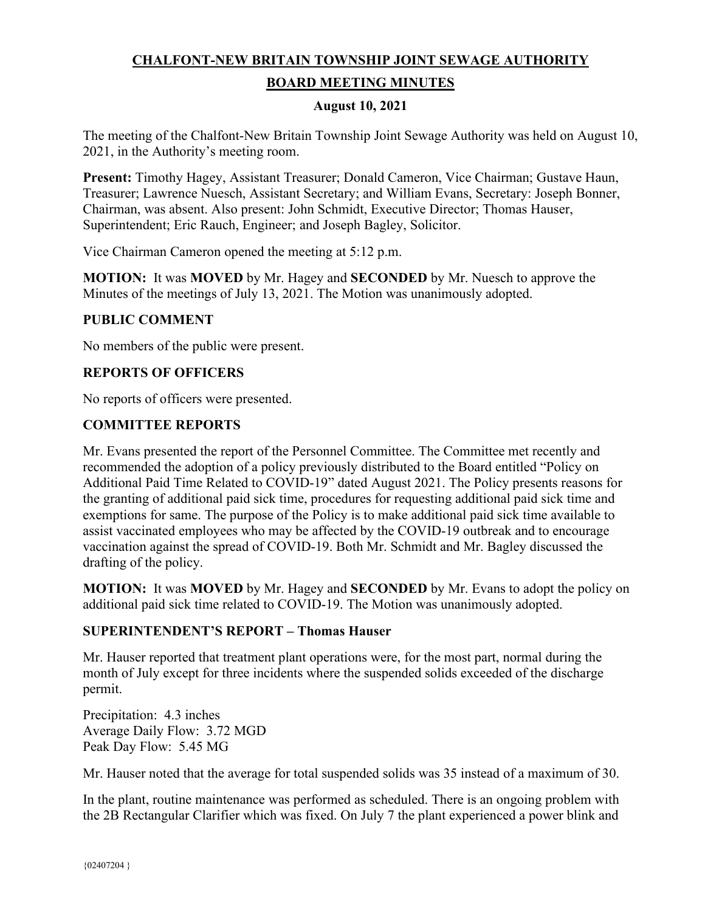**CHALFONT-NEW BRITAIN TOWNSHIP JOINT SEWAGE AUTHORITY**

**BOARD MEETING MINUTES**

**August 10, 2021**

The meeting of the Chalfont-New Britain Township Joint Sewage Authority was held on August 10, 2021, in the Authority's meeting room.

**Present:** Timothy Hagey, Assistant Treasurer; Donald Cameron, Vice Chairman; Gustave Haun, Treasurer; Lawrence Nuesch, Assistant Secretary; and William Evans, Secretary: Joseph Bonner, Chairman, was absent. Also present: John Schmidt, Executive Director; Thomas Hauser, Superintendent; Eric Rauch, Engineer; and Joseph Bagley, Solicitor.

Vice Chairman Cameron opened the meeting at 5:12 p.m.

**MOTION:** It was **MOVED** by Mr. Hagey and **SECONDED** by Mr. Nuesch to approve the Minutes of the meetings of July 13, 2021. The Motion was unanimously adopted.

## PUBLIC COMMENT

No members of the public were present.

## REPORTS OF OFFICERS

No reports of officers were presented.

## COMMITTEE REPORTS

Mr. Evans presented the report of the Personnel Committee. The Committee met recently and recommended the adoption of a policy previously distributed to the Board entitled "Policy on Additional Paid Time Related to COVID-19" dated August 2021. The Policy presents reasons for the granting of additional paid sick time, procedures for requesting additional paid sick time and exemptions for same. The purpose of the Policy is to make additional paid sick time available to assist vaccinated employees who may be affected by the COVID-19 outbreak and to encourage vaccination against the spread of COVID-19. Both Mr. Schmidt and Mr. Bagley discussed the drafting of the policy.

**MOTION:** It was **MOVED** by Mr. Hagey and **SECONDED** by Mr. Evans to adopt the policy on additional paid sick time related to COVID-19. The Motion was unanimously adopted.

## SUPERINTENDENT'S REPORT – Thomas Hauser

Mr. Hauser reported that treatment plant operations were, for the most part, normal during the month of July except for three incidents where the suspended solids exceeded of the discharge permit.

Precipitation: 4.3 inches
Average Daily Flow: 3.72 MGD
Peak Day Flow: 5.45 MG

Mr. Hauser noted that the average for total suspended solids was 35 instead of a maximum of 30.

In the plant, routine maintenance was performed as scheduled. There is an ongoing problem with the 2B Rectangular Clarifier which was fixed. On July 7 the plant experienced a power blink and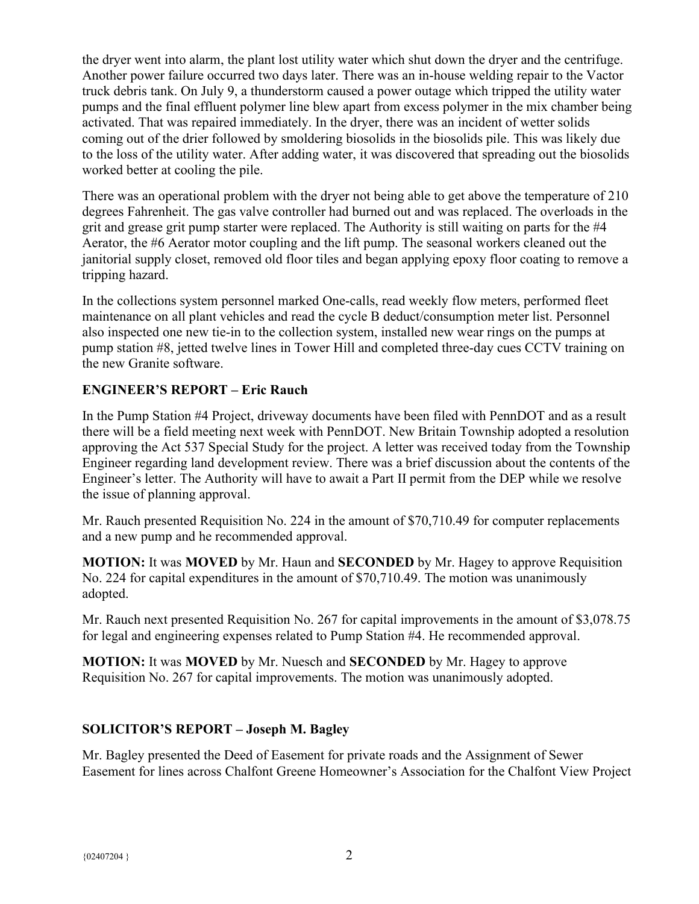the dryer went into alarm, the plant lost utility water which shut down the dryer and the centrifuge. Another power failure occurred two days later. There was an in-house welding repair to the Vactor truck debris tank. On July 9, a thunderstorm caused a power outage which tripped the utility water pumps and the final effluent polymer line blew apart from excess polymer in the mix chamber being activated. That was repaired immediately. In the dryer, there was an incident of wetter solids coming out of the drier followed by smoldering biosolids in the biosolids pile. This was likely due to the loss of the utility water. After adding water, it was discovered that spreading out the biosolids worked better at cooling the pile.

There was an operational problem with the dryer not being able to get above the temperature of 210 degrees Fahrenheit. The gas valve controller had burned out and was replaced. The overloads in the grit and grease grit pump starter were replaced. The Authority is still waiting on parts for the #4 Aerator, the #6 Aerator motor coupling and the lift pump. The seasonal workers cleaned out the janitorial supply closet, removed old floor tiles and began applying epoxy floor coating to remove a tripping hazard.

In the collections system personnel marked One-calls, read weekly flow meters, performed fleet maintenance on all plant vehicles and read the cycle B deduct/consumption meter list. Personnel also inspected one new tie-in to the collection system, installed new wear rings on the pumps at pump station #8, jetted twelve lines in Tower Hill and completed three-day cues CCTV training on the new Granite software.

## ENGINEER'S REPORT – Eric Rauch

In the Pump Station #4 Project, driveway documents have been filed with PennDOT and as a result there will be a field meeting next week with PennDOT. New Britain Township adopted a resolution approving the Act 537 Special Study for the project. A letter was received today from the Township Engineer regarding land development review. There was a brief discussion about the contents of the Engineer's letter. The Authority will have to await a Part II permit from the DEP while we resolve the issue of planning approval.

Mr. Rauch presented Requisition No. 224 in the amount of $70,710.49 for computer replacements and a new pump and he recommended approval.

**MOTION:** It was **MOVED** by Mr. Haun and **SECONDED** by Mr. Hagey to approve Requisition No. 224 for capital expenditures in the amount of $70,710.49. The motion was unanimously adopted.

Mr. Rauch next presented Requisition No. 267 for capital improvements in the amount of $3,078.75 for legal and engineering expenses related to Pump Station #4. He recommended approval.

**MOTION:** It was **MOVED** by Mr. Nuesch and **SECONDED** by Mr. Hagey to approve Requisition No. 267 for capital improvements. The motion was unanimously adopted.

## SOLICITOR'S REPORT – Joseph M. Bagley

Mr. Bagley presented the Deed of Easement for private roads and the Assignment of Sewer Easement for lines across Chalfont Greene Homeowner's Association for the Chalfont View Project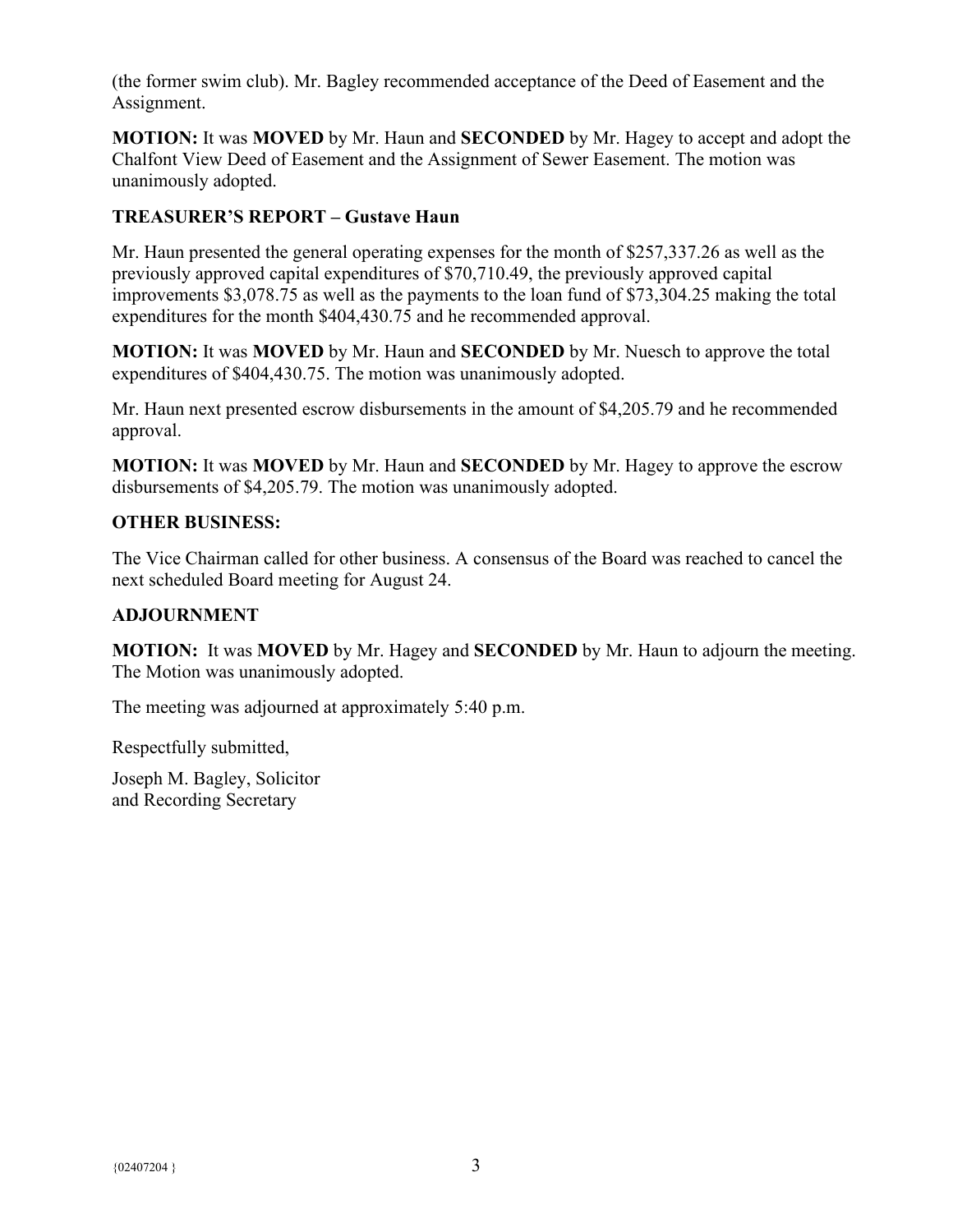(the former swim club). Mr. Bagley recommended acceptance of the Deed of Easement and the Assignment.

**MOTION:** It was **MOVED** by Mr. Haun and **SECONDED** by Mr. Hagey to accept and adopt the Chalfont View Deed of Easement and the Assignment of Sewer Easement. The motion was unanimously adopted.

**TREASURER'S REPORT – Gustave Haun**

Mr. Haun presented the general operating expenses for the month of $257,337.26 as well as the previously approved capital expenditures of $70,710.49, the previously approved capital improvements $3,078.75 as well as the payments to the loan fund of $73,304.25 making the total expenditures for the month $404,430.75 and he recommended approval.

**MOTION:** It was **MOVED** by Mr. Haun and **SECONDED** by Mr. Nuesch to approve the total expenditures of $404,430.75. The motion was unanimously adopted.

Mr. Haun next presented escrow disbursements in the amount of $4,205.79 and he recommended approval.

**MOTION:** It was **MOVED** by Mr. Haun and **SECONDED** by Mr. Hagey to approve the escrow disbursements of $4,205.79. The motion was unanimously adopted.

**OTHER BUSINESS:**

The Vice Chairman called for other business. A consensus of the Board was reached to cancel the next scheduled Board meeting for August 24.

**ADJOURNMENT**

**MOTION:** It was **MOVED** by Mr. Hagey and **SECONDED** by Mr. Haun to adjourn the meeting. The Motion was unanimously adopted.

The meeting was adjourned at approximately 5:40 p.m.

Respectfully submitted,

Joseph M. Bagley, Solicitor
and Recording Secretary

{02407204 }